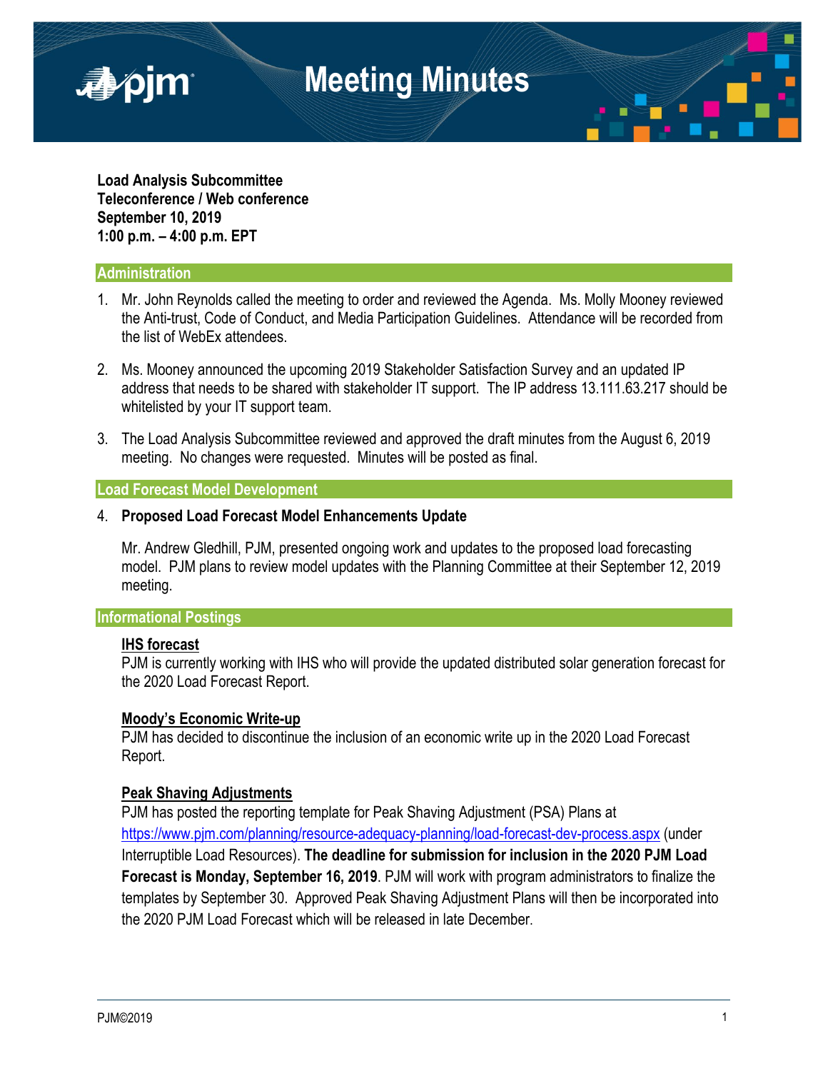# Meeting Minutes

**Load Analysis Subcommittee**
**Teleconference / Web conference**
**September 10, 2019**
**1:00 p.m. – 4:00 p.m. EPT**

## Administration

1. Mr. John Reynolds called the meeting to order and reviewed the Agenda. Ms. Molly Mooney reviewed the Anti-trust, Code of Conduct, and Media Participation Guidelines. Attendance will be recorded from the list of WebEx attendees.

2. Ms. Mooney announced the upcoming 2019 Stakeholder Satisfaction Survey and an updated IP address that needs to be shared with stakeholder IT support. The IP address 13.111.63.217 should be whitelisted by your IT support team.

3. The Load Analysis Subcommittee reviewed and approved the draft minutes from the August 6, 2019 meeting. No changes were requested. Minutes will be posted as final.

## Load Forecast Model Development

4. **Proposed Load Forecast Model Enhancements Update**

   Mr. Andrew Gledhill, PJM, presented ongoing work and updates to the proposed load forecasting model. PJM plans to review model updates with the Planning Committee at their September 12, 2019 meeting.

## Informational Postings

**IHS forecast**
PJM is currently working with IHS who will provide the updated distributed solar generation forecast for the 2020 Load Forecast Report.

**Moody's Economic Write-up**
PJM has decided to discontinue the inclusion of an economic write up in the 2020 Load Forecast Report.

**Peak Shaving Adjustments**
PJM has posted the reporting template for Peak Shaving Adjustment (PSA) Plans at https://www.pjm.com/planning/resource-adequacy-planning/load-forecast-dev-process.aspx (under Interruptible Load Resources). **The deadline for submission for inclusion in the 2020 PJM Load Forecast is Monday, September 16, 2019**. PJM will work with program administrators to finalize the templates by September 30. Approved Peak Shaving Adjustment Plans will then be incorporated into the 2020 PJM Load Forecast which will be released in late December.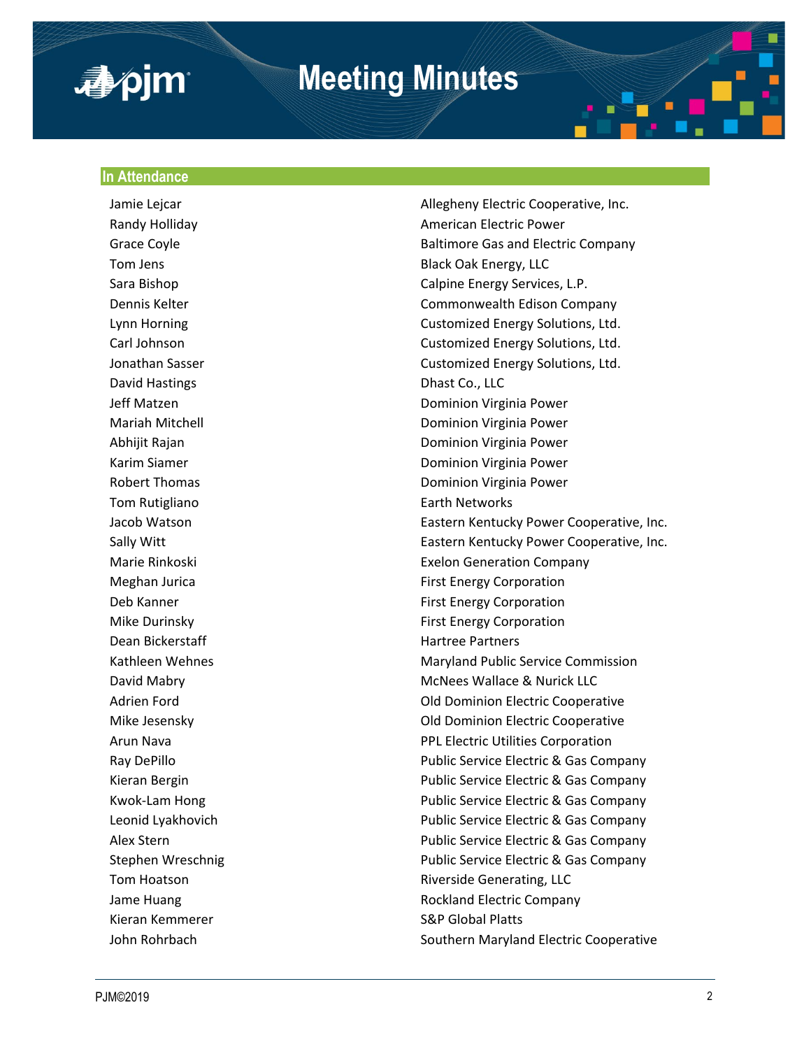## In Attendance

| | |
|---|---|
| Jamie Lejcar | Allegheny Electric Cooperative, Inc. |
| Randy Holliday | American Electric Power |
| Grace Coyle | Baltimore Gas and Electric Company |
| Tom Jens | Black Oak Energy, LLC |
| Sara Bishop | Calpine Energy Services, L.P. |
| Dennis Kelter | Commonwealth Edison Company |
| Lynn Horning | Customized Energy Solutions, Ltd. |
| Carl Johnson | Customized Energy Solutions, Ltd. |
| Jonathan Sasser | Customized Energy Solutions, Ltd. |
| David Hastings | Dhast Co., LLC |
| Jeff Matzen | Dominion Virginia Power |
| Mariah Mitchell | Dominion Virginia Power |
| Abhijit Rajan | Dominion Virginia Power |
| Karim Siamer | Dominion Virginia Power |
| Robert Thomas | Dominion Virginia Power |
| Tom Rutigliano | Earth Networks |
| Jacob Watson | Eastern Kentucky Power Cooperative, Inc. |
| Sally Witt | Eastern Kentucky Power Cooperative, Inc. |
| Marie Rinkoski | Exelon Generation Company |
| Meghan Jurica | First Energy Corporation |
| Deb Kanner | First Energy Corporation |
| Mike Durinsky | First Energy Corporation |
| Dean Bickerstaff | Hartree Partners |
| Kathleen Wehnes | Maryland Public Service Commission |
| David Mabry | McNees Wallace & Nurick LLC |
| Adrien Ford | Old Dominion Electric Cooperative |
| Mike Jesensky | Old Dominion Electric Cooperative |
| Arun Nava | PPL Electric Utilities Corporation |
| Ray DePillo | Public Service Electric & Gas Company |
| Kieran Bergin | Public Service Electric & Gas Company |
| Kwok-Lam Hong | Public Service Electric & Gas Company |
| Leonid Lyakhovich | Public Service Electric & Gas Company |
| Alex Stern | Public Service Electric & Gas Company |
| Stephen Wreschnig | Public Service Electric & Gas Company |
| Tom Hoatson | Riverside Generating, LLC |
| Jame Huang | Rockland Electric Company |
| Kieran Kemmerer | S&P Global Platts |
| John Rohrbach | Southern Maryland Electric Cooperative |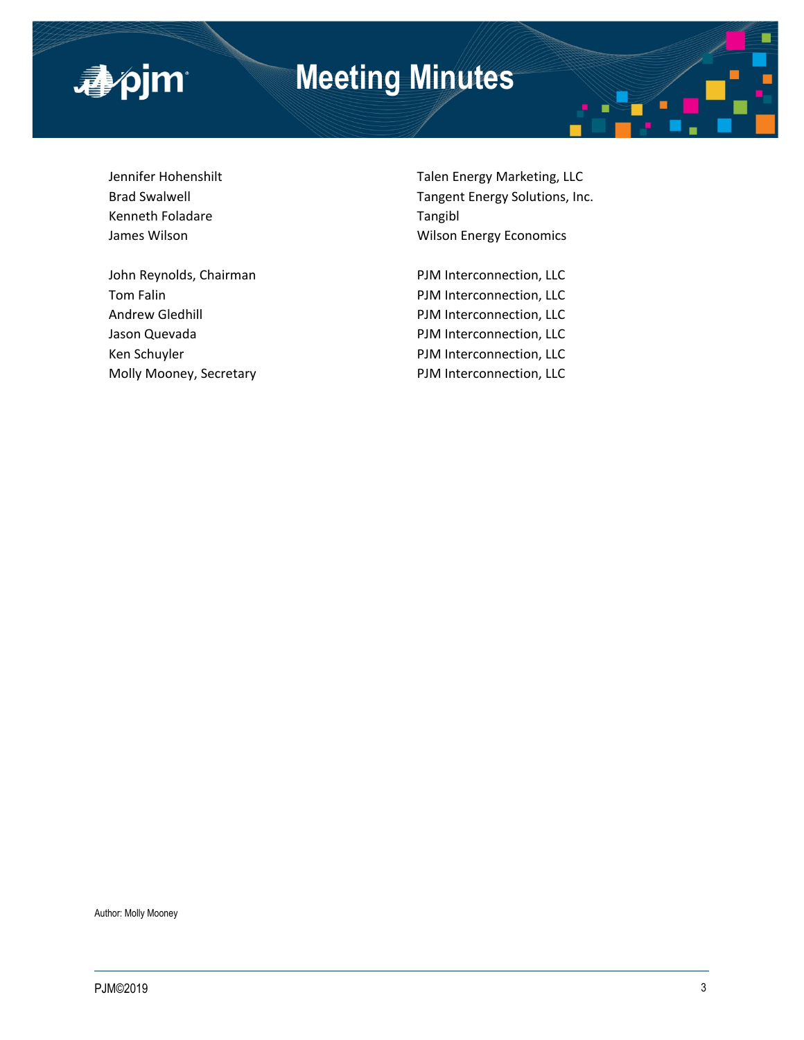| | |
|---|---|
| Jennifer Hohenshilt | Talen Energy Marketing, LLC |
| Brad Swalwell | Tangent Energy Solutions, Inc. |
| Kenneth Foladare | Tangibl |
| James Wilson | Wilson Energy Economics |
| | |
| John Reynolds, Chairman | PJM Interconnection, LLC |
| Tom Falin | PJM Interconnection, LLC |
| Andrew Gledhill | PJM Interconnection, LLC |
| Jason Quevada | PJM Interconnection, LLC |
| Ken Schuyler | PJM Interconnection, LLC |
| Molly Mooney, Secretary | PJM Interconnection, LLC |

Author: Molly Mooney